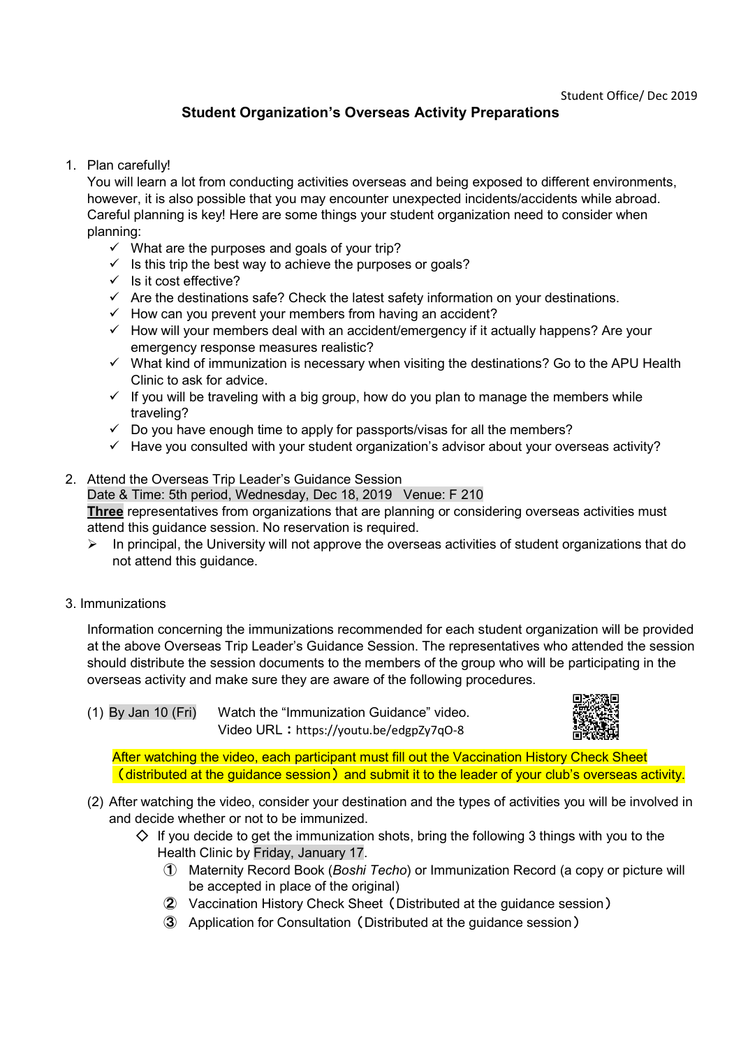Student Office/ Dec 2019

# Student Organization's Overseas Activity Preparations

1. Plan carefully!

   You will learn a lot from conducting activities overseas and being exposed to different environments, however, it is also possible that you may encounter unexpected incidents/accidents while abroad. Careful planning is key! Here are some things your student organization need to consider when planning:

   - ✓ What are the purposes and goals of your trip?
   - ✓ Is this trip the best way to achieve the purposes or goals?
   - ✓ Is it cost effective?
   - ✓ Are the destinations safe? Check the latest safety information on your destinations.
   - ✓ How can you prevent your members from having an accident?
   - ✓ How will your members deal with an accident/emergency if it actually happens? Are your emergency response measures realistic?
   - ✓ What kind of immunization is necessary when visiting the destinations? Go to the APU Health Clinic to ask for advice.
   - ✓ If you will be traveling with a big group, how do you plan to manage the members while traveling?
   - ✓ Do you have enough time to apply for passports/visas for all the members?
   - ✓ Have you consulted with your student organization's advisor about your overseas activity?

2. Attend the Overseas Trip Leader's Guidance Session

   Date & Time: 5th period, Wednesday, Dec 18, 2019   Venue: F 210

   **Three** representatives from organizations that are planning or considering overseas activities must attend this guidance session. No reservation is required.

   - ➢ In principal, the University will not approve the overseas activities of student organizations that do not attend this guidance.

3. Immunizations

   Information concerning the immunizations recommended for each student organization will be provided at the above Overseas Trip Leader's Guidance Session. The representatives who attended the session should distribute the session documents to the members of the group who will be participating in the overseas activity and make sure they are aware of the following procedures.

   (1) By Jan 10 (Fri)   Watch the "Immunization Guidance" video.
   Video URL：https://youtu.be/edgpZy7qO-8

   After watching the video, each participant must fill out the Vaccination History Check Sheet（distributed at the guidance session）and submit it to the leader of your club's overseas activity.

   (2) After watching the video, consider your destination and the types of activities you will be involved in and decide whether or not to be immunized.

   - ◇ If you decide to get the immunization shots, bring the following 3 things with you to the Health Clinic by Friday, January 17.
     - ① Maternity Record Book (*Boshi Techo*) or Immunization Record (a copy or picture will be accepted in place of the original)
     - ② Vaccination History Check Sheet（Distributed at the guidance session）
     - ③ Application for Consultation（Distributed at the guidance session）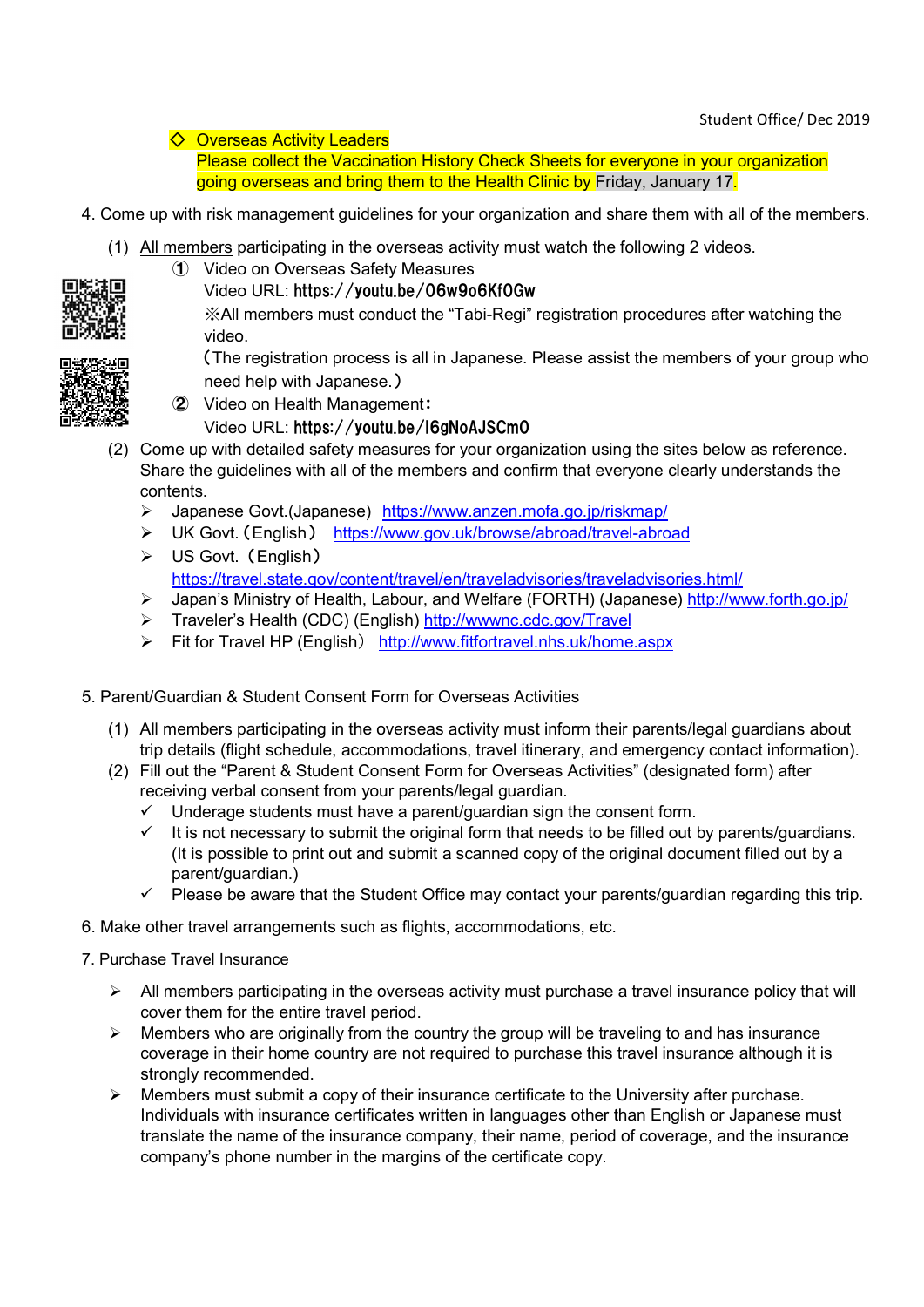Student Office/ Dec 2019

◇ Overseas Activity Leaders
Please collect the Vaccination History Check Sheets for everyone in your organization going overseas and bring them to the Health Clinic by Friday, January 17.

4. Come up with risk management guidelines for your organization and share them with all of the members.

   (1) All members participating in the overseas activity must watch the following 2 videos.
      ① Video on Overseas Safety Measures
      Video URL: https://youtu.be/06w9o6Kf0Gw
      ※All members must conduct the "Tabi-Regi" registration procedures after watching the video.
      (The registration process is all in Japanese. Please assist the members of your group who need help with Japanese.)
      ② Video on Health Management:
      Video URL: https://youtu.be/I6gNoAJSCm0

   (2) Come up with detailed safety measures for your organization using the sites below as reference. Share the guidelines with all of the members and confirm that everyone clearly understands the contents.
      - Japanese Govt.(Japanese) https://www.anzen.mofa.go.jp/riskmap/
      - UK Govt.（English） https://www.gov.uk/browse/abroad/travel-abroad
      - US Govt.（English） https://travel.state.gov/content/travel/en/traveladvisories/traveladvisories.html/
      - Japan's Ministry of Health, Labour, and Welfare (FORTH) (Japanese) http://www.forth.go.jp/
      - Traveler's Health (CDC) (English) http://wwwnc.cdc.gov/Travel
      - Fit for Travel HP (English） http://www.fitfortravel.nhs.uk/home.aspx

5. Parent/Guardian & Student Consent Form for Overseas Activities

   (1) All members participating in the overseas activity must inform their parents/legal guardians about trip details (flight schedule, accommodations, travel itinerary, and emergency contact information).
   (2) Fill out the "Parent & Student Consent Form for Overseas Activities" (designated form) after receiving verbal consent from your parents/legal guardian.
      - ✓ Underage students must have a parent/guardian sign the consent form.
      - ✓ It is not necessary to submit the original form that needs to be filled out by parents/guardians. (It is possible to print out and submit a scanned copy of the original document filled out by a parent/guardian.)
      - ✓ Please be aware that the Student Office may contact your parents/guardian regarding this trip.

6. Make other travel arrangements such as flights, accommodations, etc.

7. Purchase Travel Insurance

   - All members participating in the overseas activity must purchase a travel insurance policy that will cover them for the entire travel period.
   - Members who are originally from the country the group will be traveling to and has insurance coverage in their home country are not required to purchase this travel insurance although it is strongly recommended.
   - Members must submit a copy of their insurance certificate to the University after purchase. Individuals with insurance certificates written in languages other than English or Japanese must translate the name of the insurance company, their name, period of coverage, and the insurance company's phone number in the margins of the certificate copy.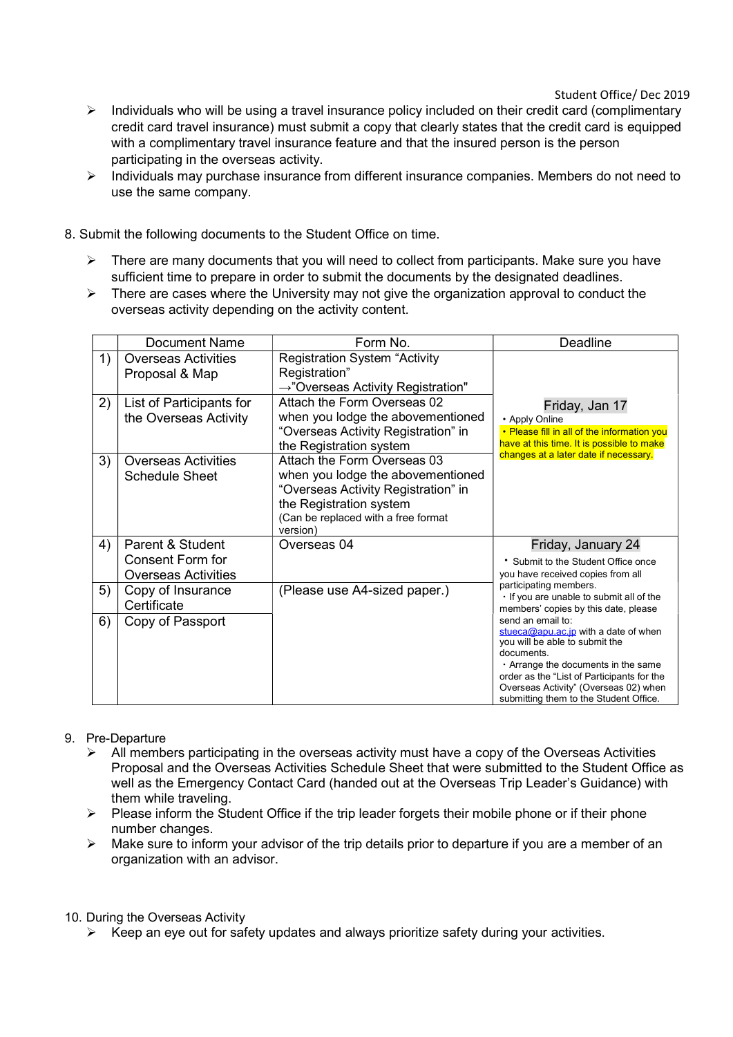- Individuals who will be using a travel insurance policy included on their credit card (complimentary credit card travel insurance) must submit a copy that clearly states that the credit card is equipped with a complimentary travel insurance feature and that the insured person is the person participating in the overseas activity.
- Individuals may purchase insurance from different insurance companies. Members do not need to use the same company.

8. Submit the following documents to the Student Office on time.

- There are many documents that you will need to collect from participants. Make sure you have sufficient time to prepare in order to submit the documents by the designated deadlines.
- There are cases where the University may not give the organization approval to conduct the overseas activity depending on the activity content.

| | Document Name | Form No. | Deadline |
|---|---|---|---|
| 1) | Overseas Activities Proposal & Map | Registration System "Activity Registration" →"Overseas Activity Registration" | Friday, Jan 17<br>・Apply Online<br>・Please fill in all of the information you have at this time. It is possible to make changes at a later date if necessary. |
| 2) | List of Participants for the Overseas Activity | Attach the Form Overseas 02 when you lodge the abovementioned "Overseas Activity Registration" in the Registration system | |
| 3) | Overseas Activities Schedule Sheet | Attach the Form Overseas 03 when you lodge the abovementioned "Overseas Activity Registration" in the Registration system (Can be replaced with a free format version) | |
| 4) | Parent & Student Consent Form for Overseas Activities | Overseas 04 | Friday, January 24<br>・Submit to the Student Office once you have received copies from all participating members.<br>・If you are unable to submit all of the members' copies by this date, please send an email to: stueca@apu.ac.jp with a date of when you will be able to submit the documents.<br>・Arrange the documents in the same order as the "List of Participants for the Overseas Activity" (Overseas 02) when submitting them to the Student Office. |
| 5) | Copy of Insurance Certificate | (Please use A4-sized paper.) | |
| 6) | Copy of Passport | | |

9. Pre-Departure
   - All members participating in the overseas activity must have a copy of the Overseas Activities Proposal and the Overseas Activities Schedule Sheet that were submitted to the Student Office as well as the Emergency Contact Card (handed out at the Overseas Trip Leader's Guidance) with them while traveling.
   - Please inform the Student Office if the trip leader forgets their mobile phone or if their phone number changes.
   - Make sure to inform your advisor of the trip details prior to departure if you are a member of an organization with an advisor.

10. During the Overseas Activity
    - Keep an eye out for safety updates and always prioritize safety during your activities.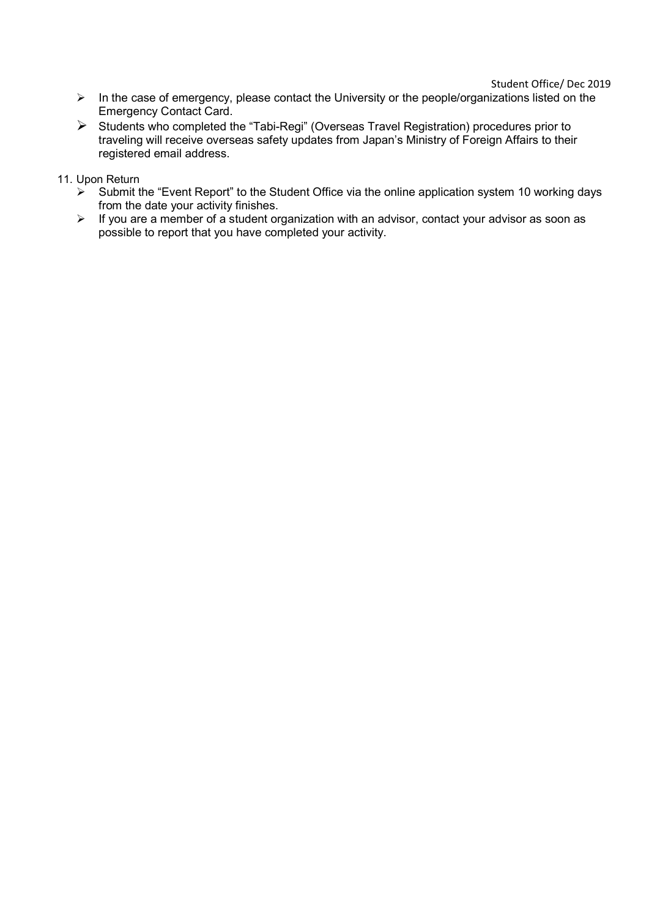- In the case of emergency, please contact the University or the people/organizations listed on the Emergency Contact Card.
- Students who completed the "Tabi-Regi" (Overseas Travel Registration) procedures prior to traveling will receive overseas safety updates from Japan's Ministry of Foreign Affairs to their registered email address.

11. Upon Return
    - Submit the "Event Report" to the Student Office via the online application system 10 working days from the date your activity finishes.
    - If you are a member of a student organization with an advisor, contact your advisor as soon as possible to report that you have completed your activity.